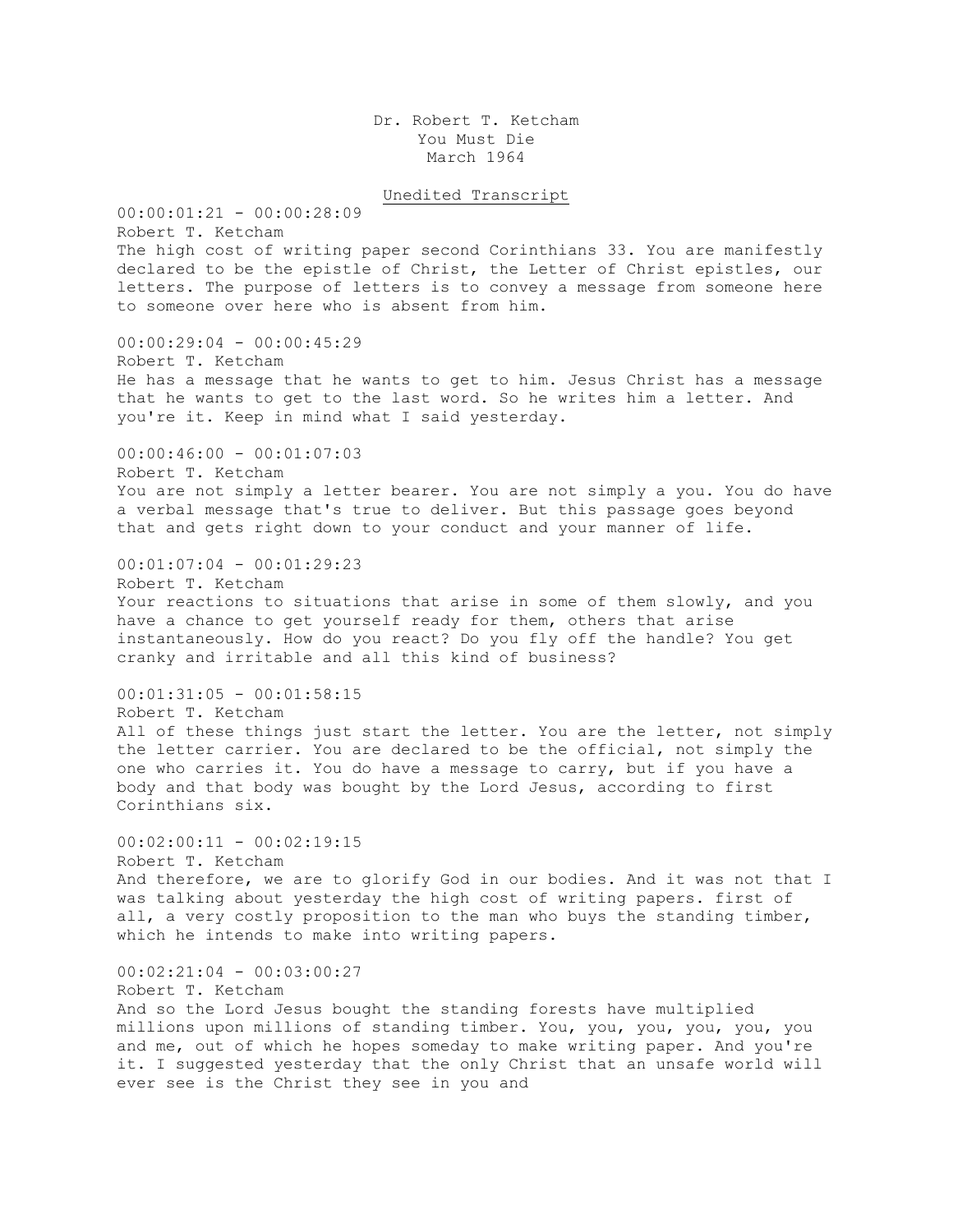Dr. Robert T. Ketcham
You Must Die
March 1964

<u>Unedited Transcript</u>

00:00:01:21 - 00:00:28:09
Robert T. Ketcham
The high cost of writing paper second Corinthians 33. You are manifestly declared to be the epistle of Christ, the Letter of Christ epistles, our letters. The purpose of letters is to convey a message from someone here to someone over here who is absent from him.

00:00:29:04 - 00:00:45:29
Robert T. Ketcham
He has a message that he wants to get to him. Jesus Christ has a message that he wants to get to the last word. So he writes him a letter. And you're it. Keep in mind what I said yesterday.

00:00:46:00 - 00:01:07:03
Robert T. Ketcham
You are not simply a letter bearer. You are not simply a you. You do have a verbal message that's true to deliver. But this passage goes beyond that and gets right down to your conduct and your manner of life.

00:01:07:04 - 00:01:29:23
Robert T. Ketcham
Your reactions to situations that arise in some of them slowly, and you have a chance to get yourself ready for them, others that arise instantaneously. How do you react? Do you fly off the handle? You get cranky and irritable and all this kind of business?

00:01:31:05 - 00:01:58:15
Robert T. Ketcham
All of these things just start the letter. You are the letter, not simply the letter carrier. You are declared to be the official, not simply the one who carries it. You do have a message to carry, but if you have a body and that body was bought by the Lord Jesus, according to first Corinthians six.

00:02:00:11 - 00:02:19:15
Robert T. Ketcham
And therefore, we are to glorify God in our bodies. And it was not that I was talking about yesterday the high cost of writing papers. first of all, a very costly proposition to the man who buys the standing timber, which he intends to make into writing papers.

00:02:21:04 - 00:03:00:27
Robert T. Ketcham
And so the Lord Jesus bought the standing forests have multiplied millions upon millions of standing timber. You, you, you, you, you, you and me, out of which he hopes someday to make writing paper. And you're it. I suggested yesterday that the only Christ that an unsafe world will ever see is the Christ they see in you and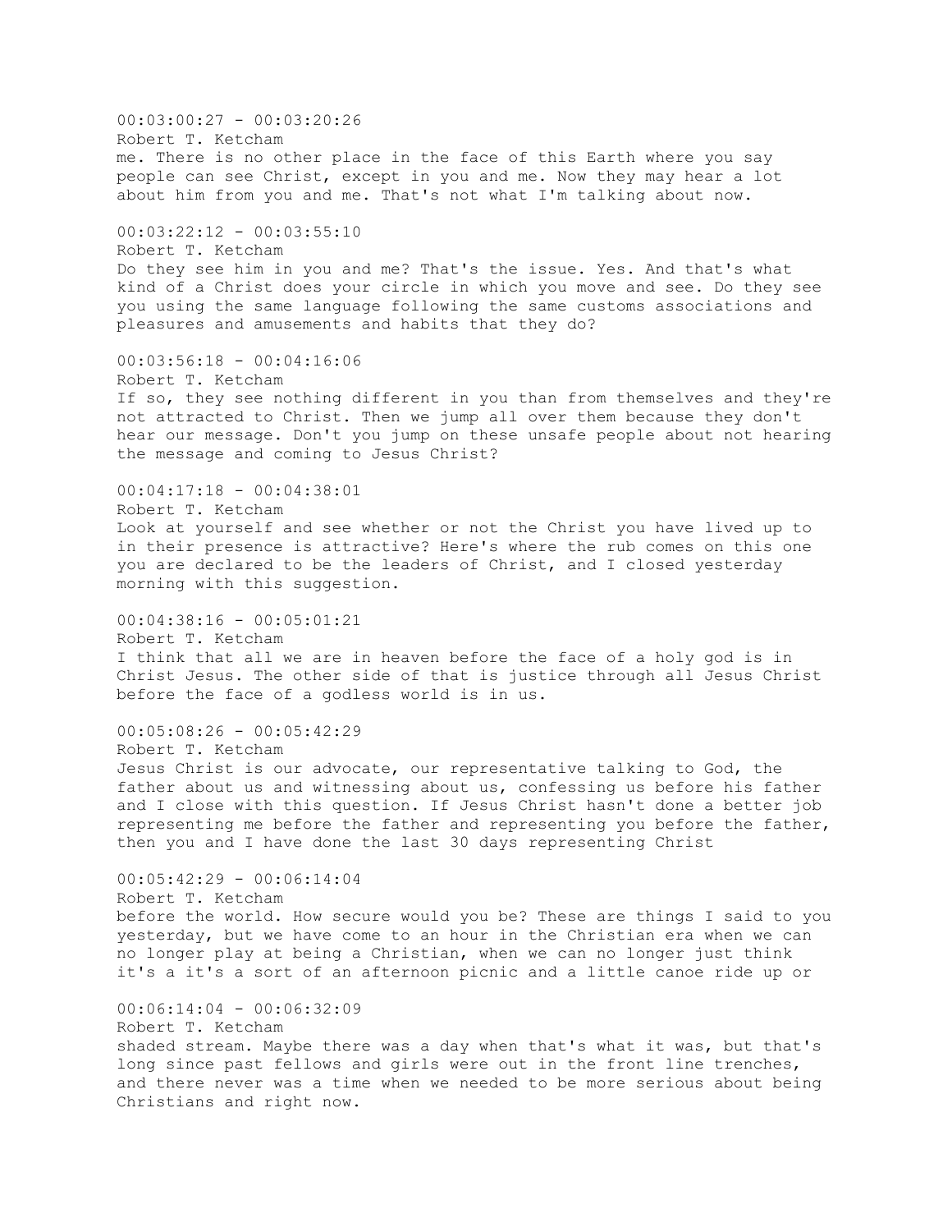00:03:00:27 - 00:03:20:26
Robert T. Ketcham
me. There is no other place in the face of this Earth where you say people can see Christ, except in you and me. Now they may hear a lot about him from you and me. That's not what I'm talking about now.

00:03:22:12 - 00:03:55:10
Robert T. Ketcham
Do they see him in you and me? That's the issue. Yes. And that's what kind of a Christ does your circle in which you move and see. Do they see you using the same language following the same customs associations and pleasures and amusements and habits that they do?

00:03:56:18 - 00:04:16:06
Robert T. Ketcham
If so, they see nothing different in you than from themselves and they're not attracted to Christ. Then we jump all over them because they don't hear our message. Don't you jump on these unsafe people about not hearing the message and coming to Jesus Christ?

00:04:17:18 - 00:04:38:01
Robert T. Ketcham
Look at yourself and see whether or not the Christ you have lived up to in their presence is attractive? Here's where the rub comes on this one you are declared to be the leaders of Christ, and I closed yesterday morning with this suggestion.

00:04:38:16 - 00:05:01:21
Robert T. Ketcham
I think that all we are in heaven before the face of a holy god is in Christ Jesus. The other side of that is justice through all Jesus Christ before the face of a godless world is in us.

00:05:08:26 - 00:05:42:29
Robert T. Ketcham
Jesus Christ is our advocate, our representative talking to God, the father about us and witnessing about us, confessing us before his father and I close with this question. If Jesus Christ hasn't done a better job representing me before the father and representing you before the father, then you and I have done the last 30 days representing Christ

00:05:42:29 - 00:06:14:04
Robert T. Ketcham
before the world. How secure would you be? These are things I said to you yesterday, but we have come to an hour in the Christian era when we can no longer play at being a Christian, when we can no longer just think it's a it's a sort of an afternoon picnic and a little canoe ride up or

00:06:14:04 - 00:06:32:09
Robert T. Ketcham
shaded stream. Maybe there was a day when that's what it was, but that's long since past fellows and girls were out in the front line trenches, and there never was a time when we needed to be more serious about being Christians and right now.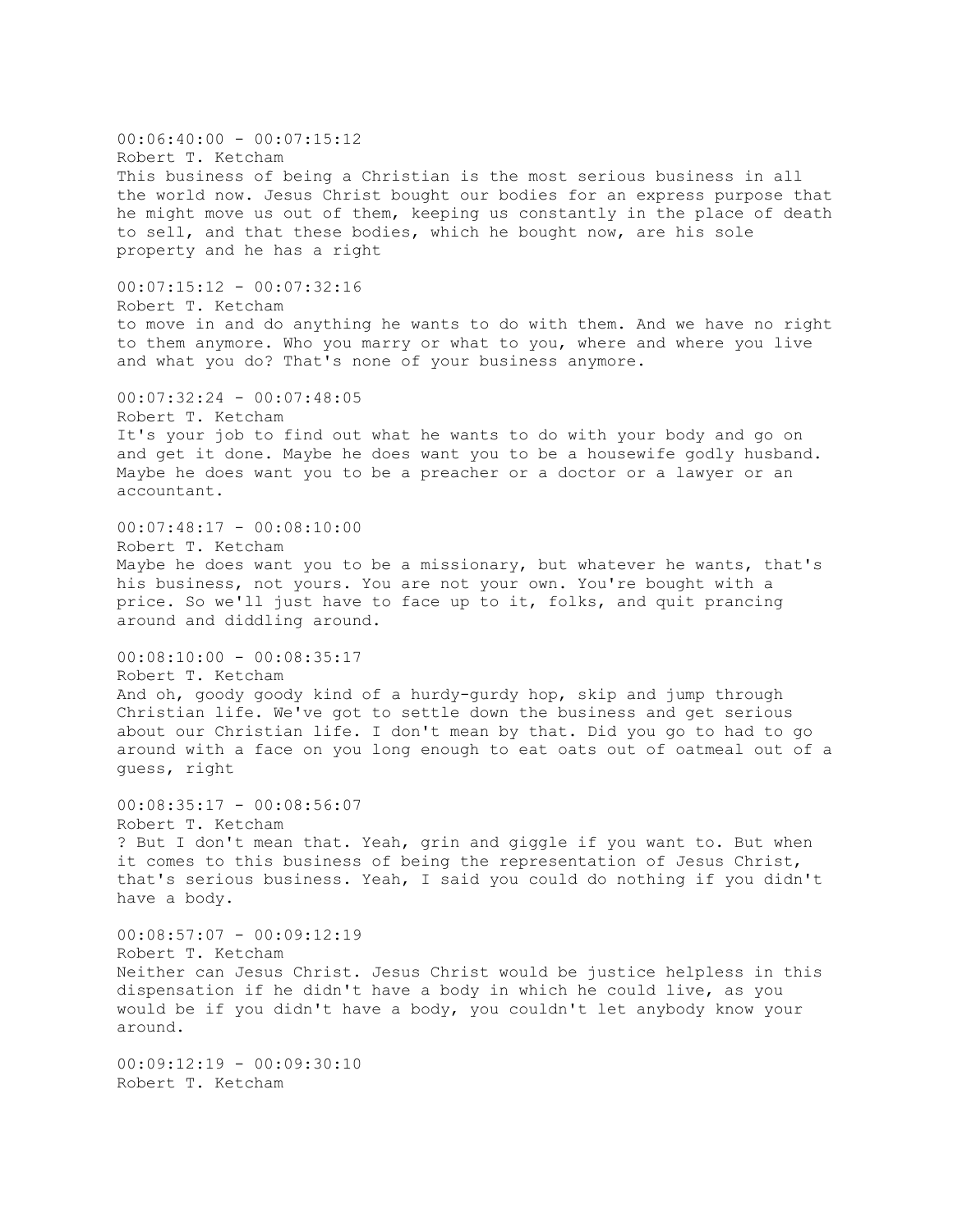00:06:40:00 - 00:07:15:12
Robert T. Ketcham
This business of being a Christian is the most serious business in all the world now. Jesus Christ bought our bodies for an express purpose that he might move us out of them, keeping us constantly in the place of death to sell, and that these bodies, which he bought now, are his sole property and he has a right

00:07:15:12 - 00:07:32:16
Robert T. Ketcham
to move in and do anything he wants to do with them. And we have no right to them anymore. Who you marry or what to you, where and where you live and what you do? That's none of your business anymore.

00:07:32:24 - 00:07:48:05
Robert T. Ketcham
It's your job to find out what he wants to do with your body and go on and get it done. Maybe he does want you to be a housewife godly husband. Maybe he does want you to be a preacher or a doctor or a lawyer or an accountant.

00:07:48:17 - 00:08:10:00
Robert T. Ketcham
Maybe he does want you to be a missionary, but whatever he wants, that's his business, not yours. You are not your own. You're bought with a price. So we'll just have to face up to it, folks, and quit prancing around and diddling around.

00:08:10:00 - 00:08:35:17
Robert T. Ketcham
And oh, goody goody kind of a hurdy-gurdy hop, skip and jump through Christian life. We've got to settle down the business and get serious about our Christian life. I don't mean by that. Did you go to had to go around with a face on you long enough to eat oats out of oatmeal out of a guess, right

00:08:35:17 - 00:08:56:07
Robert T. Ketcham
? But I don't mean that. Yeah, grin and giggle if you want to. But when it comes to this business of being the representation of Jesus Christ, that's serious business. Yeah, I said you could do nothing if you didn't have a body.

00:08:57:07 - 00:09:12:19
Robert T. Ketcham
Neither can Jesus Christ. Jesus Christ would be justice helpless in this dispensation if he didn't have a body in which he could live, as you would be if you didn't have a body, you couldn't let anybody know your around.

00:09:12:19 - 00:09:30:10
Robert T. Ketcham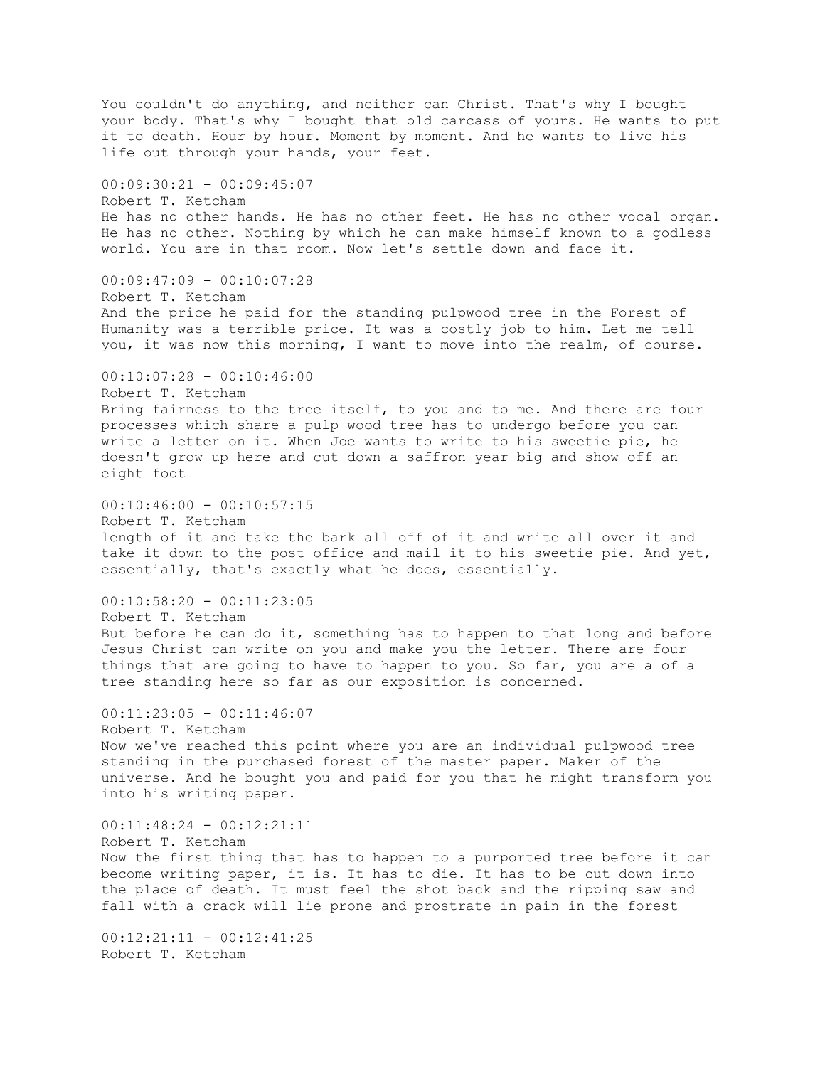You couldn't do anything, and neither can Christ. That's why I bought your body. That's why I bought that old carcass of yours. He wants to put it to death. Hour by hour. Moment by moment. And he wants to live his life out through your hands, your feet.

00:09:30:21 - 00:09:45:07
Robert T. Ketcham
He has no other hands. He has no other feet. He has no other vocal organ. He has no other. Nothing by which he can make himself known to a godless world. You are in that room. Now let's settle down and face it.

00:09:47:09 - 00:10:07:28
Robert T. Ketcham
And the price he paid for the standing pulpwood tree in the Forest of Humanity was a terrible price. It was a costly job to him. Let me tell you, it was now this morning, I want to move into the realm, of course.

00:10:07:28 - 00:10:46:00
Robert T. Ketcham
Bring fairness to the tree itself, to you and to me. And there are four processes which share a pulp wood tree has to undergo before you can write a letter on it. When Joe wants to write to his sweetie pie, he doesn't grow up here and cut down a saffron year big and show off an eight foot

00:10:46:00 - 00:10:57:15
Robert T. Ketcham
length of it and take the bark all off of it and write all over it and take it down to the post office and mail it to his sweetie pie. And yet, essentially, that's exactly what he does, essentially.

00:10:58:20 - 00:11:23:05
Robert T. Ketcham
But before he can do it, something has to happen to that long and before Jesus Christ can write on you and make you the letter. There are four things that are going to have to happen to you. So far, you are a of a tree standing here so far as our exposition is concerned.

00:11:23:05 - 00:11:46:07
Robert T. Ketcham
Now we've reached this point where you are an individual pulpwood tree standing in the purchased forest of the master paper. Maker of the universe. And he bought you and paid for you that he might transform you into his writing paper.

00:11:48:24 - 00:12:21:11
Robert T. Ketcham
Now the first thing that has to happen to a purported tree before it can become writing paper, it is. It has to die. It has to be cut down into the place of death. It must feel the shot back and the ripping saw and fall with a crack will lie prone and prostrate in pain in the forest

00:12:21:11 - 00:12:41:25
Robert T. Ketcham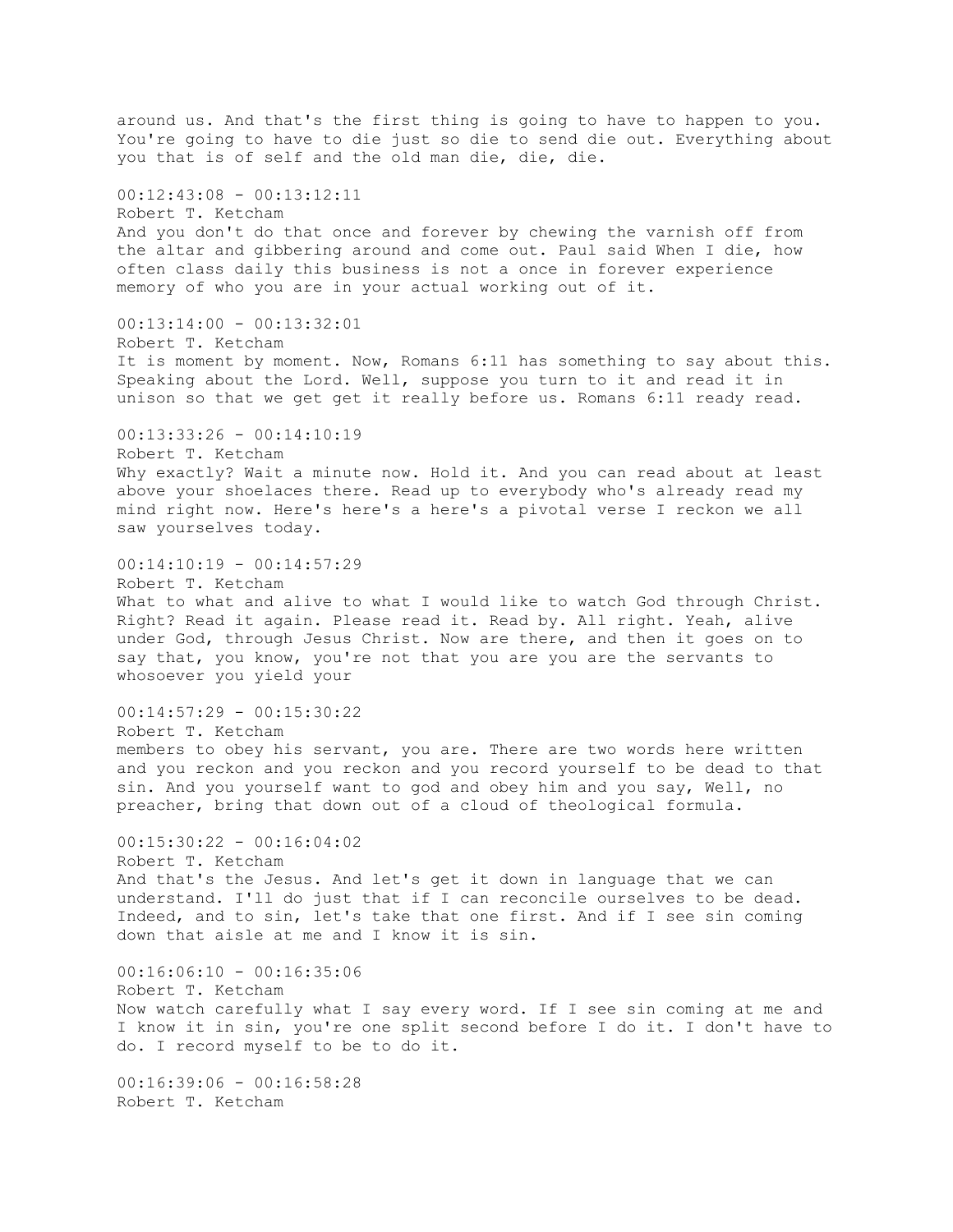around us. And that's the first thing is going to have to happen to you. You're going to have to die just so die to send die out. Everything about you that is of self and the old man die, die, die.

00:12:43:08 - 00:13:12:11
Robert T. Ketcham
And you don't do that once and forever by chewing the varnish off from the altar and gibbering around and come out. Paul said When I die, how often class daily this business is not a once in forever experience memory of who you are in your actual working out of it.

00:13:14:00 - 00:13:32:01
Robert T. Ketcham
It is moment by moment. Now, Romans 6:11 has something to say about this. Speaking about the Lord. Well, suppose you turn to it and read it in unison so that we get get it really before us. Romans 6:11 ready read.

00:13:33:26 - 00:14:10:19
Robert T. Ketcham
Why exactly? Wait a minute now. Hold it. And you can read about at least above your shoelaces there. Read up to everybody who's already read my mind right now. Here's here's a here's a pivotal verse I reckon we all saw yourselves today.

00:14:10:19 - 00:14:57:29
Robert T. Ketcham
What to what and alive to what I would like to watch God through Christ. Right? Read it again. Please read it. Read by. All right. Yeah, alive under God, through Jesus Christ. Now are there, and then it goes on to say that, you know, you're not that you are you are the servants to whosoever you yield your

00:14:57:29 - 00:15:30:22
Robert T. Ketcham
members to obey his servant, you are. There are two words here written and you reckon and you reckon and you record yourself to be dead to that sin. And you yourself want to god and obey him and you say, Well, no preacher, bring that down out of a cloud of theological formula.

00:15:30:22 - 00:16:04:02
Robert T. Ketcham
And that's the Jesus. And let's get it down in language that we can understand. I'll do just that if I can reconcile ourselves to be dead. Indeed, and to sin, let's take that one first. And if I see sin coming down that aisle at me and I know it is sin.

00:16:06:10 - 00:16:35:06
Robert T. Ketcham
Now watch carefully what I say every word. If I see sin coming at me and I know it in sin, you're one split second before I do it. I don't have to do. I record myself to be to do it.

00:16:39:06 - 00:16:58:28
Robert T. Ketcham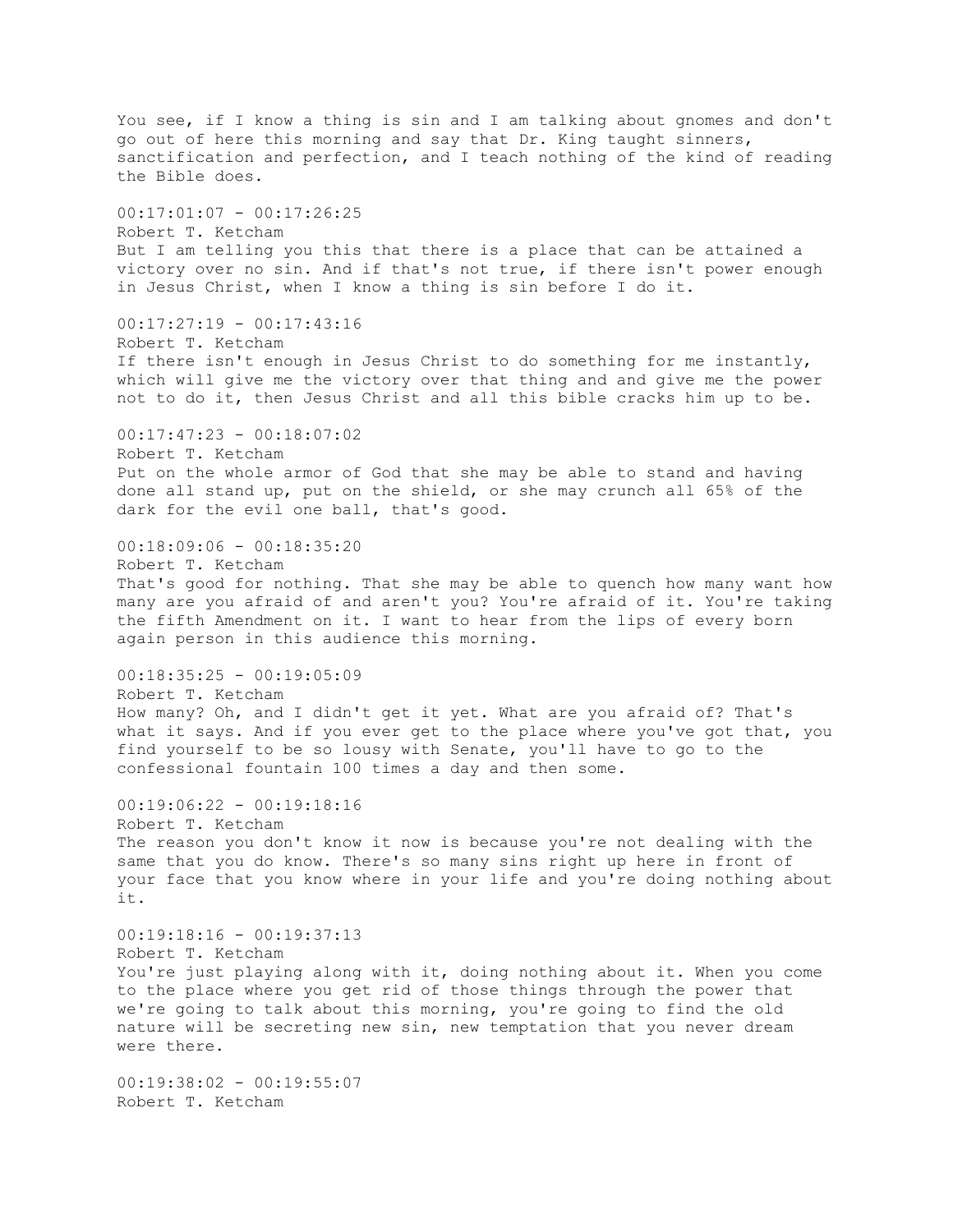You see, if I know a thing is sin and I am talking about gnomes and don't go out of here this morning and say that Dr. King taught sinners, sanctification and perfection, and I teach nothing of the kind of reading the Bible does.

00:17:01:07 - 00:17:26:25
Robert T. Ketcham
But I am telling you this that there is a place that can be attained a victory over no sin. And if that's not true, if there isn't power enough in Jesus Christ, when I know a thing is sin before I do it.

00:17:27:19 - 00:17:43:16
Robert T. Ketcham
If there isn't enough in Jesus Christ to do something for me instantly, which will give me the victory over that thing and and give me the power not to do it, then Jesus Christ and all this bible cracks him up to be.

00:17:47:23 - 00:18:07:02
Robert T. Ketcham
Put on the whole armor of God that she may be able to stand and having done all stand up, put on the shield, or she may crunch all 65% of the dark for the evil one ball, that's good.

00:18:09:06 - 00:18:35:20
Robert T. Ketcham
That's good for nothing. That she may be able to quench how many want how many are you afraid of and aren't you? You're afraid of it. You're taking the fifth Amendment on it. I want to hear from the lips of every born again person in this audience this morning.

00:18:35:25 - 00:19:05:09
Robert T. Ketcham
How many? Oh, and I didn't get it yet. What are you afraid of? That's what it says. And if you ever get to the place where you've got that, you find yourself to be so lousy with Senate, you'll have to go to the confessional fountain 100 times a day and then some.

00:19:06:22 - 00:19:18:16
Robert T. Ketcham
The reason you don't know it now is because you're not dealing with the same that you do know. There's so many sins right up here in front of your face that you know where in your life and you're doing nothing about it.

00:19:18:16 - 00:19:37:13
Robert T. Ketcham
You're just playing along with it, doing nothing about it. When you come to the place where you get rid of those things through the power that we're going to talk about this morning, you're going to find the old nature will be secreting new sin, new temptation that you never dream were there.

00:19:38:02 - 00:19:55:07
Robert T. Ketcham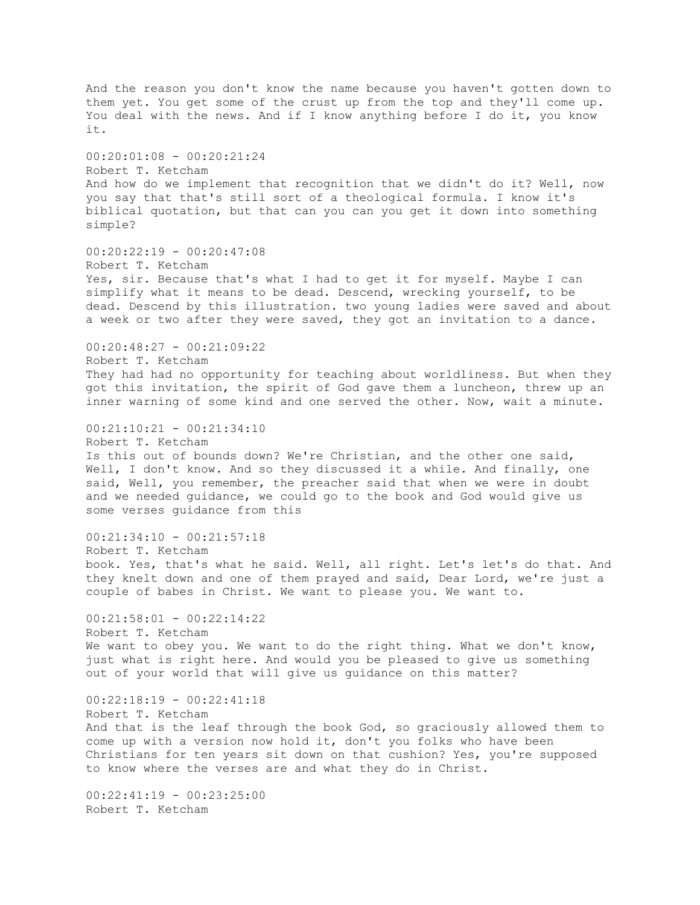And the reason you don't know the name because you haven't gotten down to them yet. You get some of the crust up from the top and they'll come up. You deal with the news. And if I know anything before I do it, you know it.

00:20:01:08 - 00:20:21:24
Robert T. Ketcham
And how do we implement that recognition that we didn't do it? Well, now you say that that's still sort of a theological formula. I know it's biblical quotation, but that can you can you get it down into something simple?

00:20:22:19 - 00:20:47:08
Robert T. Ketcham
Yes, sir. Because that's what I had to get it for myself. Maybe I can simplify what it means to be dead. Descend, wrecking yourself, to be dead. Descend by this illustration. two young ladies were saved and about a week or two after they were saved, they got an invitation to a dance.

00:20:48:27 - 00:21:09:22
Robert T. Ketcham
They had had no opportunity for teaching about worldliness. But when they got this invitation, the spirit of God gave them a luncheon, threw up an inner warning of some kind and one served the other. Now, wait a minute.

00:21:10:21 - 00:21:34:10
Robert T. Ketcham
Is this out of bounds down? We're Christian, and the other one said, Well, I don't know. And so they discussed it a while. And finally, one said, Well, you remember, the preacher said that when we were in doubt and we needed guidance, we could go to the book and God would give us some verses guidance from this

00:21:34:10 - 00:21:57:18
Robert T. Ketcham
book. Yes, that's what he said. Well, all right. Let's let's do that. And they knelt down and one of them prayed and said, Dear Lord, we're just a couple of babes in Christ. We want to please you. We want to.

00:21:58:01 - 00:22:14:22
Robert T. Ketcham
We want to obey you. We want to do the right thing. What we don't know, just what is right here. And would you be pleased to give us something out of your world that will give us guidance on this matter?

00:22:18:19 - 00:22:41:18
Robert T. Ketcham
And that is the leaf through the book God, so graciously allowed them to come up with a version now hold it, don't you folks who have been Christians for ten years sit down on that cushion? Yes, you're supposed to know where the verses are and what they do in Christ.

00:22:41:19 - 00:23:25:00
Robert T. Ketcham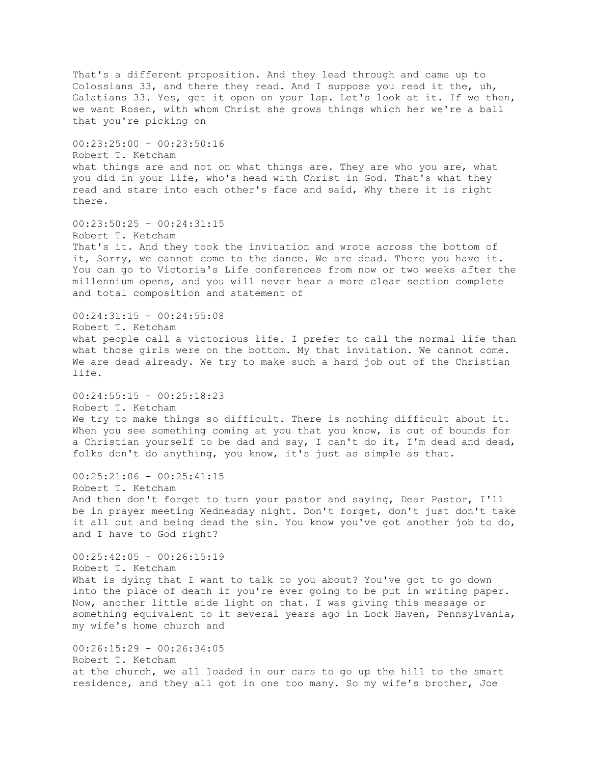That's a different proposition. And they lead through and came up to Colossians 33, and there they read. And I suppose you read it the, uh, Galatians 33. Yes, get it open on your lap. Let's look at it. If we then, we want Rosen, with whom Christ she grows things which her we're a ball that you're picking on

00:23:25:00 - 00:23:50:16
Robert T. Ketcham
what things are and not on what things are. They are who you are, what you did in your life, who's head with Christ in God. That's what they read and stare into each other's face and said, Why there it is right there.

00:23:50:25 - 00:24:31:15
Robert T. Ketcham
That's it. And they took the invitation and wrote across the bottom of it, Sorry, we cannot come to the dance. We are dead. There you have it. You can go to Victoria's Life conferences from now or two weeks after the millennium opens, and you will never hear a more clear section complete and total composition and statement of

00:24:31:15 - 00:24:55:08
Robert T. Ketcham
what people call a victorious life. I prefer to call the normal life than what those girls were on the bottom. My that invitation. We cannot come. We are dead already. We try to make such a hard job out of the Christian life.

00:24:55:15 - 00:25:18:23
Robert T. Ketcham
We try to make things so difficult. There is nothing difficult about it. When you see something coming at you that you know, is out of bounds for a Christian yourself to be dad and say, I can't do it, I'm dead and dead, folks don't do anything, you know, it's just as simple as that.

00:25:21:06 - 00:25:41:15
Robert T. Ketcham
And then don't forget to turn your pastor and saying, Dear Pastor, I'll be in prayer meeting Wednesday night. Don't forget, don't just don't take it all out and being dead the sin. You know you've got another job to do, and I have to God right?

00:25:42:05 - 00:26:15:19
Robert T. Ketcham
What is dying that I want to talk to you about? You've got to go down into the place of death if you're ever going to be put in writing paper. Now, another little side light on that. I was giving this message or something equivalent to it several years ago in Lock Haven, Pennsylvania, my wife's home church and

00:26:15:29 - 00:26:34:05
Robert T. Ketcham
at the church, we all loaded in our cars to go up the hill to the smart residence, and they all got in one too many. So my wife's brother, Joe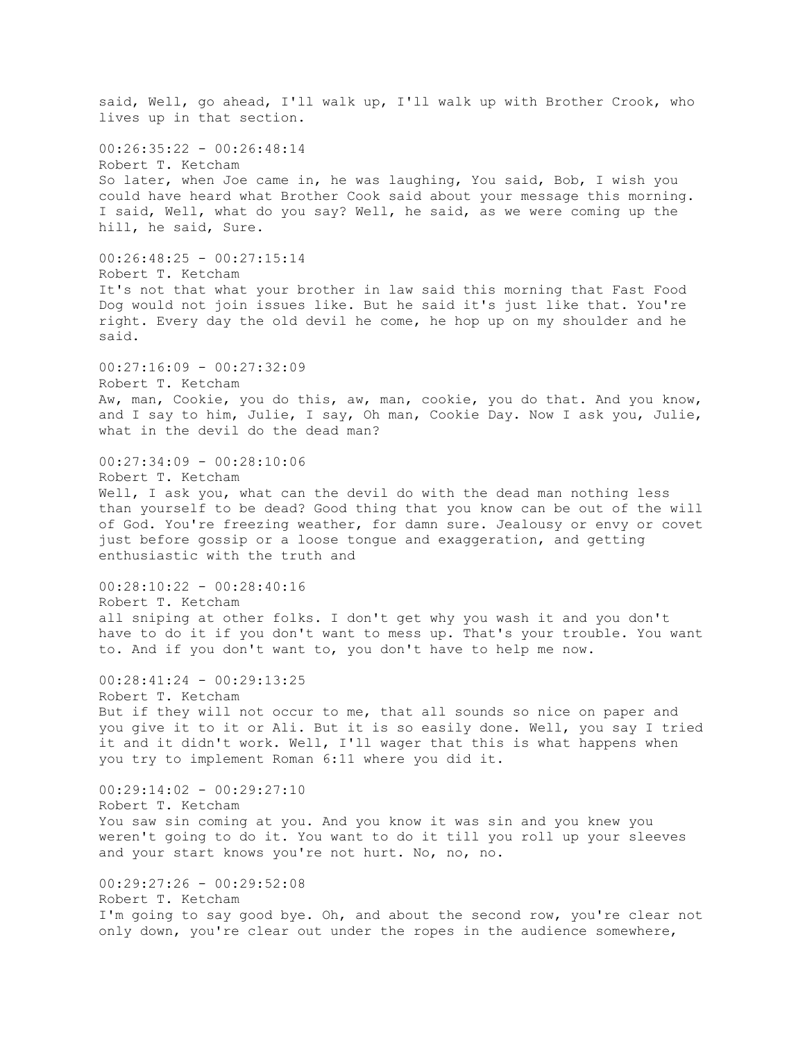said, Well, go ahead, I'll walk up, I'll walk up with Brother Crook, who lives up in that section.

00:26:35:22 - 00:26:48:14
Robert T. Ketcham
So later, when Joe came in, he was laughing, You said, Bob, I wish you could have heard what Brother Cook said about your message this morning. I said, Well, what do you say? Well, he said, as we were coming up the hill, he said, Sure.

00:26:48:25 - 00:27:15:14
Robert T. Ketcham
It's not that what your brother in law said this morning that Fast Food Dog would not join issues like. But he said it's just like that. You're right. Every day the old devil he come, he hop up on my shoulder and he said.

00:27:16:09 - 00:27:32:09
Robert T. Ketcham
Aw, man, Cookie, you do this, aw, man, cookie, you do that. And you know, and I say to him, Julie, I say, Oh man, Cookie Day. Now I ask you, Julie, what in the devil do the dead man?

00:27:34:09 - 00:28:10:06
Robert T. Ketcham
Well, I ask you, what can the devil do with the dead man nothing less than yourself to be dead? Good thing that you know can be out of the will of God. You're freezing weather, for damn sure. Jealousy or envy or covet just before gossip or a loose tongue and exaggeration, and getting enthusiastic with the truth and

00:28:10:22 - 00:28:40:16
Robert T. Ketcham
all sniping at other folks. I don't get why you wash it and you don't have to do it if you don't want to mess up. That's your trouble. You want to. And if you don't want to, you don't have to help me now.

00:28:41:24 - 00:29:13:25
Robert T. Ketcham
But if they will not occur to me, that all sounds so nice on paper and you give it to it or Ali. But it is so easily done. Well, you say I tried it and it didn't work. Well, I'll wager that this is what happens when you try to implement Roman 6:11 where you did it.

00:29:14:02 - 00:29:27:10
Robert T. Ketcham
You saw sin coming at you. And you know it was sin and you knew you weren't going to do it. You want to do it till you roll up your sleeves and your start knows you're not hurt. No, no, no.

00:29:27:26 - 00:29:52:08
Robert T. Ketcham
I'm going to say good bye. Oh, and about the second row, you're clear not only down, you're clear out under the ropes in the audience somewhere,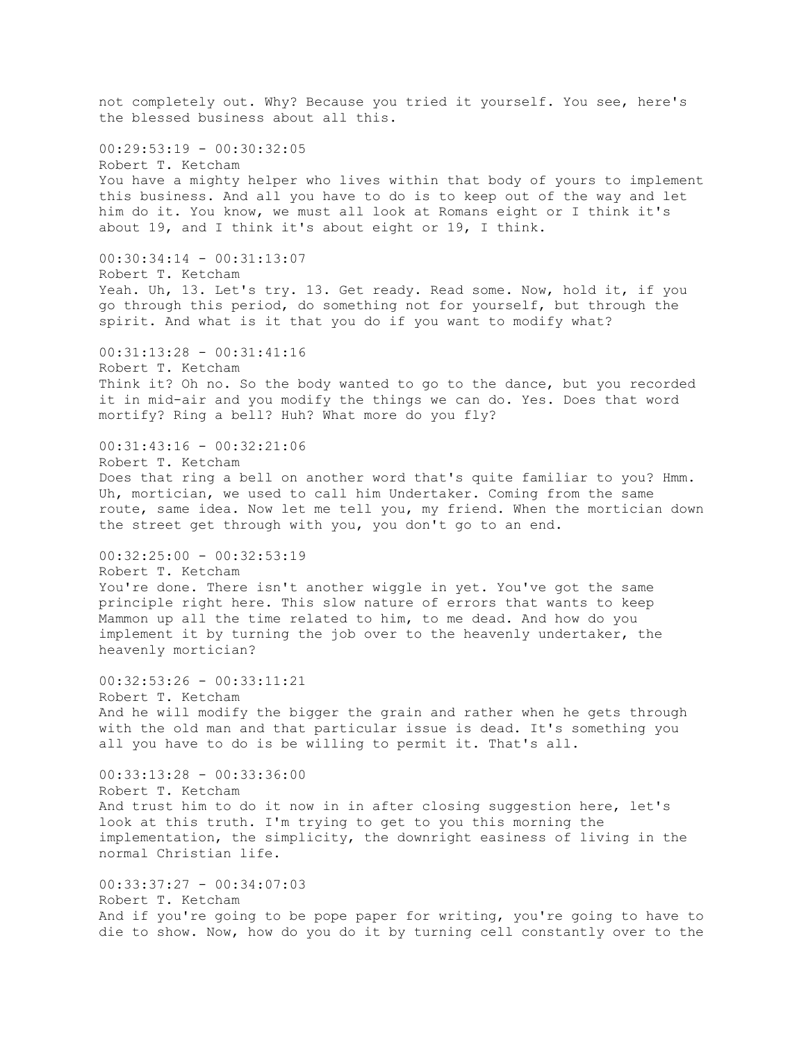not completely out. Why? Because you tried it yourself. You see, here's the blessed business about all this.

00:29:53:19 - 00:30:32:05
Robert T. Ketcham
You have a mighty helper who lives within that body of yours to implement this business. And all you have to do is to keep out of the way and let him do it. You know, we must all look at Romans eight or I think it's about 19, and I think it's about eight or 19, I think.

00:30:34:14 - 00:31:13:07
Robert T. Ketcham
Yeah. Uh, 13. Let's try. 13. Get ready. Read some. Now, hold it, if you go through this period, do something not for yourself, but through the spirit. And what is it that you do if you want to modify what?

00:31:13:28 - 00:31:41:16
Robert T. Ketcham
Think it? Oh no. So the body wanted to go to the dance, but you recorded it in mid-air and you modify the things we can do. Yes. Does that word mortify? Ring a bell? Huh? What more do you fly?

00:31:43:16 - 00:32:21:06
Robert T. Ketcham
Does that ring a bell on another word that's quite familiar to you? Hmm. Uh, mortician, we used to call him Undertaker. Coming from the same route, same idea. Now let me tell you, my friend. When the mortician down the street get through with you, you don't go to an end.

00:32:25:00 - 00:32:53:19
Robert T. Ketcham
You're done. There isn't another wiggle in yet. You've got the same principle right here. This slow nature of errors that wants to keep Mammon up all the time related to him, to me dead. And how do you implement it by turning the job over to the heavenly undertaker, the heavenly mortician?

00:32:53:26 - 00:33:11:21
Robert T. Ketcham
And he will modify the bigger the grain and rather when he gets through with the old man and that particular issue is dead. It's something you all you have to do is be willing to permit it. That's all.

00:33:13:28 - 00:33:36:00
Robert T. Ketcham
And trust him to do it now in in after closing suggestion here, let's look at this truth. I'm trying to get to you this morning the implementation, the simplicity, the downright easiness of living in the normal Christian life.

00:33:37:27 - 00:34:07:03
Robert T. Ketcham
And if you're going to be pope paper for writing, you're going to have to die to show. Now, how do you do it by turning cell constantly over to the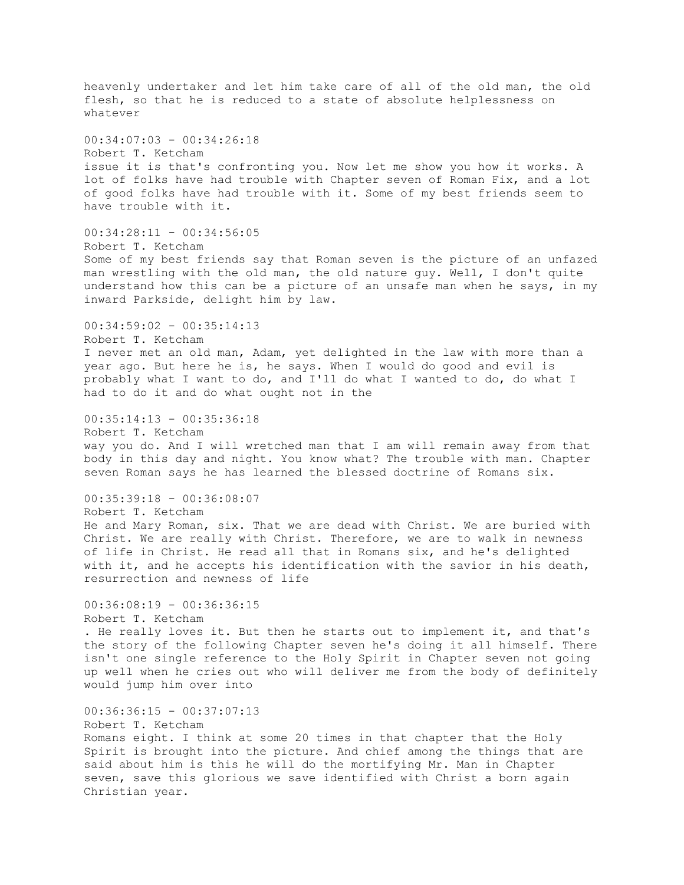heavenly undertaker and let him take care of all of the old man, the old flesh, so that he is reduced to a state of absolute helplessness on whatever

00:34:07:03 - 00:34:26:18
Robert T. Ketcham
issue it is that's confronting you. Now let me show you how it works. A lot of folks have had trouble with Chapter seven of Roman Fix, and a lot of good folks have had trouble with it. Some of my best friends seem to have trouble with it.

00:34:28:11 - 00:34:56:05
Robert T. Ketcham
Some of my best friends say that Roman seven is the picture of an unfazed man wrestling with the old man, the old nature guy. Well, I don't quite understand how this can be a picture of an unsafe man when he says, in my inward Parkside, delight him by law.

00:34:59:02 - 00:35:14:13
Robert T. Ketcham
I never met an old man, Adam, yet delighted in the law with more than a year ago. But here he is, he says. When I would do good and evil is probably what I want to do, and I'll do what I wanted to do, do what I had to do it and do what ought not in the

00:35:14:13 - 00:35:36:18
Robert T. Ketcham
way you do. And I will wretched man that I am will remain away from that body in this day and night. You know what? The trouble with man. Chapter seven Roman says he has learned the blessed doctrine of Romans six.

00:35:39:18 - 00:36:08:07
Robert T. Ketcham
He and Mary Roman, six. That we are dead with Christ. We are buried with Christ. We are really with Christ. Therefore, we are to walk in newness of life in Christ. He read all that in Romans six, and he's delighted with it, and he accepts his identification with the savior in his death, resurrection and newness of life

00:36:08:19 - 00:36:36:15
Robert T. Ketcham
. He really loves it. But then he starts out to implement it, and that's the story of the following Chapter seven he's doing it all himself. There isn't one single reference to the Holy Spirit in Chapter seven not going up well when he cries out who will deliver me from the body of definitely would jump him over into

00:36:36:15 - 00:37:07:13
Robert T. Ketcham
Romans eight. I think at some 20 times in that chapter that the Holy Spirit is brought into the picture. And chief among the things that are said about him is this he will do the mortifying Mr. Man in Chapter seven, save this glorious we save identified with Christ a born again Christian year.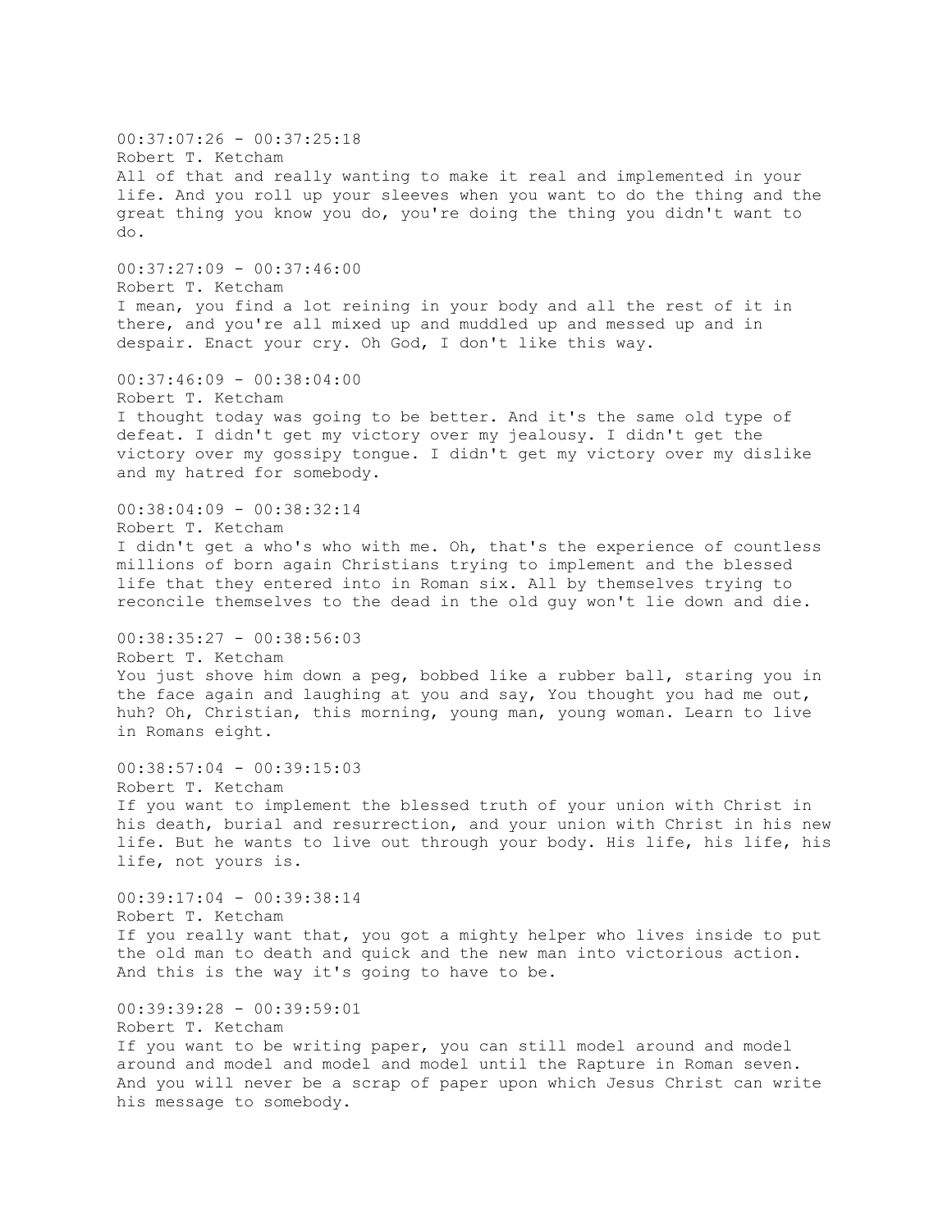00:37:07:26 - 00:37:25:18
Robert T. Ketcham
All of that and really wanting to make it real and implemented in your life. And you roll up your sleeves when you want to do the thing and the great thing you know you do, you're doing the thing you didn't want to do.

00:37:27:09 - 00:37:46:00
Robert T. Ketcham
I mean, you find a lot reining in your body and all the rest of it in there, and you're all mixed up and muddled up and messed up and in despair. Enact your cry. Oh God, I don't like this way.

00:37:46:09 - 00:38:04:00
Robert T. Ketcham
I thought today was going to be better. And it's the same old type of defeat. I didn't get my victory over my jealousy. I didn't get the victory over my gossipy tongue. I didn't get my victory over my dislike and my hatred for somebody.

00:38:04:09 - 00:38:32:14
Robert T. Ketcham
I didn't get a who's who with me. Oh, that's the experience of countless millions of born again Christians trying to implement and the blessed life that they entered into in Roman six. All by themselves trying to reconcile themselves to the dead in the old guy won't lie down and die.

00:38:35:27 - 00:38:56:03
Robert T. Ketcham
You just shove him down a peg, bobbed like a rubber ball, staring you in the face again and laughing at you and say, You thought you had me out, huh? Oh, Christian, this morning, young man, young woman. Learn to live in Romans eight.

00:38:57:04 - 00:39:15:03
Robert T. Ketcham
If you want to implement the blessed truth of your union with Christ in his death, burial and resurrection, and your union with Christ in his new life. But he wants to live out through your body. His life, his life, his life, not yours is.

00:39:17:04 - 00:39:38:14
Robert T. Ketcham
If you really want that, you got a mighty helper who lives inside to put the old man to death and quick and the new man into victorious action. And this is the way it's going to have to be.

00:39:39:28 - 00:39:59:01
Robert T. Ketcham
If you want to be writing paper, you can still model around and model around and model and model and model until the Rapture in Roman seven. And you will never be a scrap of paper upon which Jesus Christ can write his message to somebody.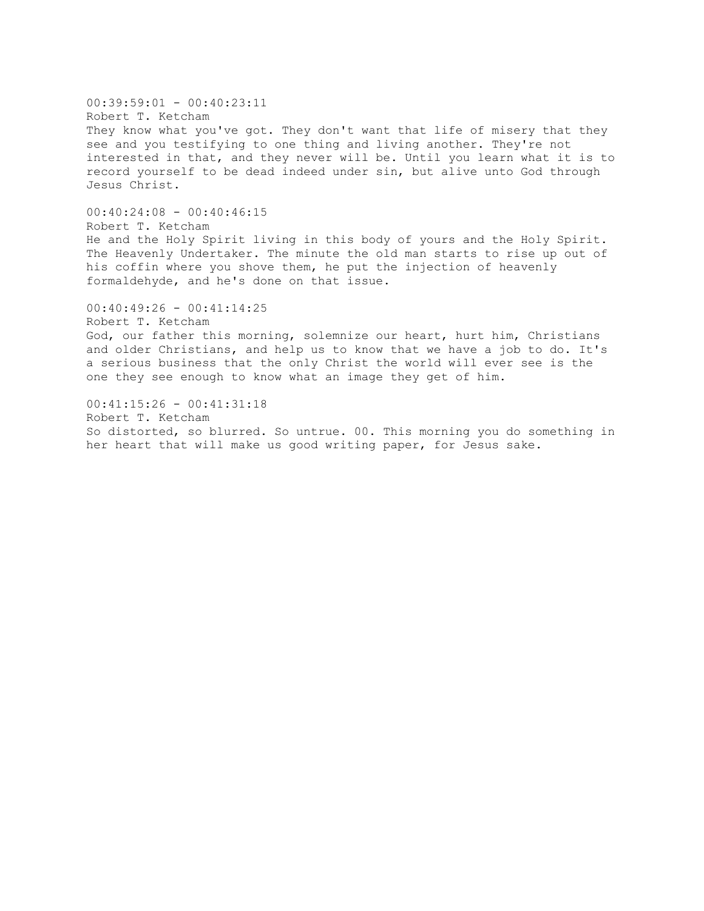00:39:59:01 - 00:40:23:11
Robert T. Ketcham
They know what you've got. They don't want that life of misery that they see and you testifying to one thing and living another. They're not interested in that, and they never will be. Until you learn what it is to record yourself to be dead indeed under sin, but alive unto God through Jesus Christ.

00:40:24:08 - 00:40:46:15
Robert T. Ketcham
He and the Holy Spirit living in this body of yours and the Holy Spirit. The Heavenly Undertaker. The minute the old man starts to rise up out of his coffin where you shove them, he put the injection of heavenly formaldehyde, and he's done on that issue.

00:40:49:26 - 00:41:14:25
Robert T. Ketcham
God, our father this morning, solemnize our heart, hurt him, Christians and older Christians, and help us to know that we have a job to do. It's a serious business that the only Christ the world will ever see is the one they see enough to know what an image they get of him.

00:41:15:26 - 00:41:31:18
Robert T. Ketcham
So distorted, so blurred. So untrue. 00. This morning you do something in her heart that will make us good writing paper, for Jesus sake.